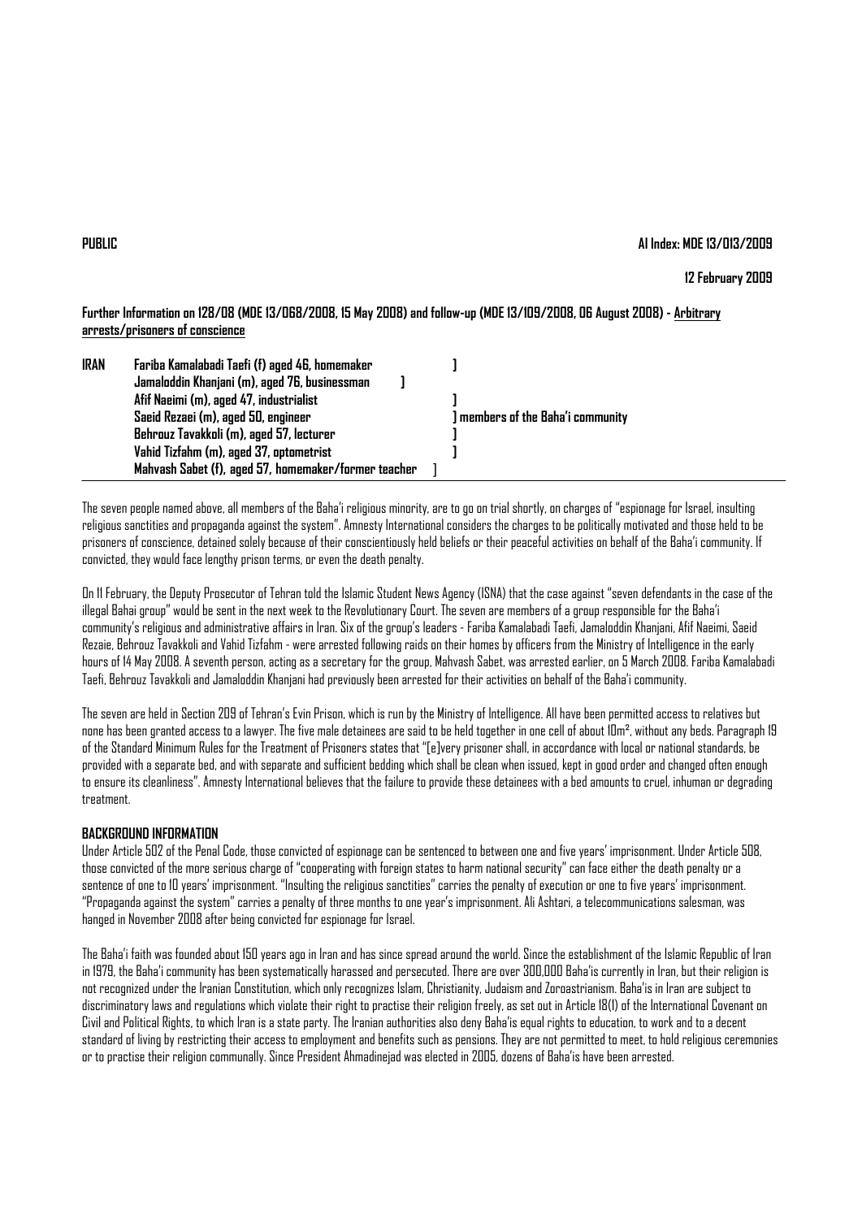**PUBLIC** **AI Index: MDE 13/013/2009**

**12 February 2009**

**Further Information on 128/08 (MDE 13/068/2008, 15 May 2008) and follow-up (MDE 13/109/2008, 06 August 2008) - Arbitrary arrests/prisoners of conscience**

| | | |
|---|---|---|
| **IRAN** | **Fariba Kamalabadi Taefi (f) aged 46, homemaker** | **]** |
| | **Jamaloddin Khanjani (m), aged 76, businessman** | **]** |
| | **Afif Naeimi (m), aged 47, industrialist** | **]** |
| | **Saeid Rezaei (m), aged 50, engineer** | **] members of the Baha'i community** |
| | **Behrouz Tavakkoli (m), aged 57, lecturer** | **]** |
| | **Vahid Tizfahm (m), aged 37, optometrist** | **]** |
| | **Mahvash Sabet (f), aged 57, homemaker/former teacher** | **]** |

The seven people named above, all members of the Baha'i religious minority, are to go on trial shortly, on charges of "espionage for Israel, insulting religious sanctities and propaganda against the system". Amnesty International considers the charges to be politically motivated and those held to be prisoners of conscience, detained solely because of their conscientiously held beliefs or their peaceful activities on behalf of the Baha'i community. If convicted, they would face lengthy prison terms, or even the death penalty.

On 11 February, the Deputy Prosecutor of Tehran told the Islamic Student News Agency (ISNA) that the case against "seven defendants in the case of the illegal Bahai group" would be sent in the next week to the Revolutionary Court. The seven are members of a group responsible for the Baha'i community's religious and administrative affairs in Iran. Six of the group's leaders - Fariba Kamalabadi Taefi, Jamaloddin Khanjani, Afif Naeimi, Saeid Rezaie, Behrouz Tavakkoli and Vahid Tizfahm - were arrested following raids on their homes by officers from the Ministry of Intelligence in the early hours of 14 May 2008. A seventh person, acting as a secretary for the group, Mahvash Sabet, was arrested earlier, on 5 March 2008. Fariba Kamalabadi Taefi, Behrouz Tavakkoli and Jamaloddin Khanjani had previously been arrested for their activities on behalf of the Baha'i community.

The seven are held in Section 209 of Tehran's Evin Prison, which is run by the Ministry of Intelligence. All have been permitted access to relatives but none has been granted access to a lawyer. The five male detainees are said to be held together in one cell of about 10m², without any beds. Paragraph 19 of the Standard Minimum Rules for the Treatment of Prisoners states that "[e]very prisoner shall, in accordance with local or national standards, be provided with a separate bed, and with separate and sufficient bedding which shall be clean when issued, kept in good order and changed often enough to ensure its cleanliness". Amnesty International believes that the failure to provide these detainees with a bed amounts to cruel, inhuman or degrading treatment.

**BACKGROUND INFORMATION**

Under Article 502 of the Penal Code, those convicted of espionage can be sentenced to between one and five years' imprisonment. Under Article 508, those convicted of the more serious charge of "cooperating with foreign states to harm national security" can face either the death penalty or a sentence of one to 10 years' imprisonment. "Insulting the religious sanctities" carries the penalty of execution or one to five years' imprisonment. "Propaganda against the system" carries a penalty of three months to one year's imprisonment. Ali Ashtari, a telecommunications salesman, was hanged in November 2008 after being convicted for espionage for Israel.

The Baha'i faith was founded about 150 years ago in Iran and has since spread around the world. Since the establishment of the Islamic Republic of Iran in 1979, the Baha'i community has been systematically harassed and persecuted. There are over 300,000 Baha'is currently in Iran, but their religion is not recognized under the Iranian Constitution, which only recognizes Islam, Christianity, Judaism and Zoroastrianism. Baha'is in Iran are subject to discriminatory laws and regulations which violate their right to practise their religion freely, as set out in Article 18(1) of the International Covenant on Civil and Political Rights, to which Iran is a state party. The Iranian authorities also deny Baha'is equal rights to education, to work and to a decent standard of living by restricting their access to employment and benefits such as pensions. They are not permitted to meet, to hold religious ceremonies or to practise their religion communally. Since President Ahmadinejad was elected in 2005, dozens of Baha'is have been arrested.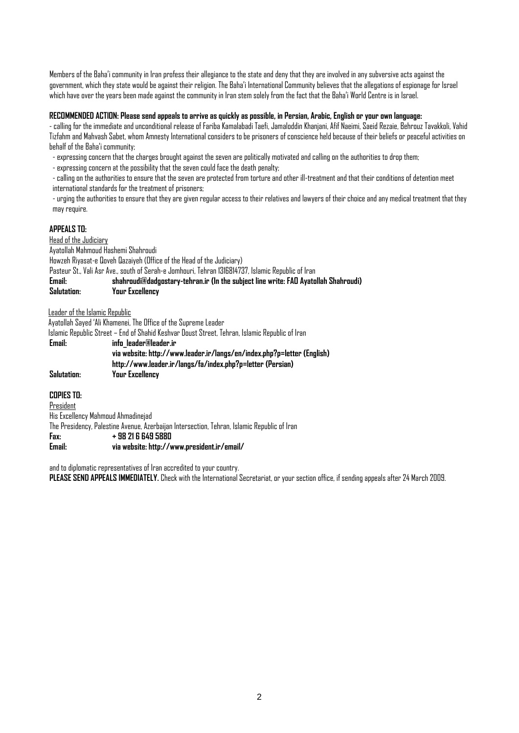Members of the Baha'i community in Iran profess their allegiance to the state and deny that they are involved in any subversive acts against the government, which they state would be against their religion. The Baha'i International Community believes that the allegations of espionage for Israel which have over the years been made against the community in Iran stem solely from the fact that the Baha'i World Centre is in Israel.

**RECOMMENDED ACTION: Please send appeals to arrive as quickly as possible, in Persian, Arabic, English or your own language:**

- calling for the immediate and unconditional release of Fariba Kamalabadi Taefi, Jamaloddin Khanjani, Afif Naeimi, Saeid Rezaie, Behrouz Tavakkoli, Vahid Tizfahm and Mahvash Sabet, whom Amnesty International considers to be prisoners of conscience held because of their beliefs or peaceful activities on behalf of the Baha'i community;
- expressing concern that the charges brought against the seven are politically motivated and calling on the authorities to drop them;
- expressing concern at the possibility that the seven could face the death penalty;
- calling on the authorities to ensure that the seven are protected from torture and other ill-treatment and that their conditions of detention meet international standards for the treatment of prisoners;
- urging the authorities to ensure that they are given regular access to their relatives and lawyers of their choice and any medical treatment that they may require.

**APPEALS TO:**

Head of the Judiciary
Ayatollah Mahmoud Hashemi Shahroudi
Howzeh Riyasat-e Qoveh Qazaiyeh (Office of the Head of the Judiciary)
Pasteur St., Vali Asr Ave., south of Serah-e Jomhouri, Tehran 1316814737, Islamic Republic of Iran
**Email:** **shahroudi@dadgostary-tehran.ir (In the subject line write: FAO Ayatollah Shahroudi)**
**Salutation:** **Your Excellency**

Leader of the Islamic Republic
Ayatollah Sayed 'Ali Khamenei, The Office of the Supreme Leader
Islamic Republic Street – End of Shahid Keshvar Doust Street, Tehran, Islamic Republic of Iran
**Email:** **info_leader@leader.ir**
**via website: http://www.leader.ir/langs/en/index.php?p=letter (English)**
**http://www.leader.ir/langs/fa/index.php?p=letter (Persian)**
**Salutation:** **Your Excellency**

**COPIES TO:**

President
His Excellency Mahmoud Ahmadinejad
The Presidency, Palestine Avenue, Azerbaijan Intersection, Tehran, Islamic Republic of Iran
**Fax:** **+ 98 21 6 649 5880**
**Email:** **via website: http://www.president.ir/email/**

and to diplomatic representatives of Iran accredited to your country.

**PLEASE SEND APPEALS IMMEDIATELY.** Check with the International Secretariat, or your section office, if sending appeals after 24 March 2009.